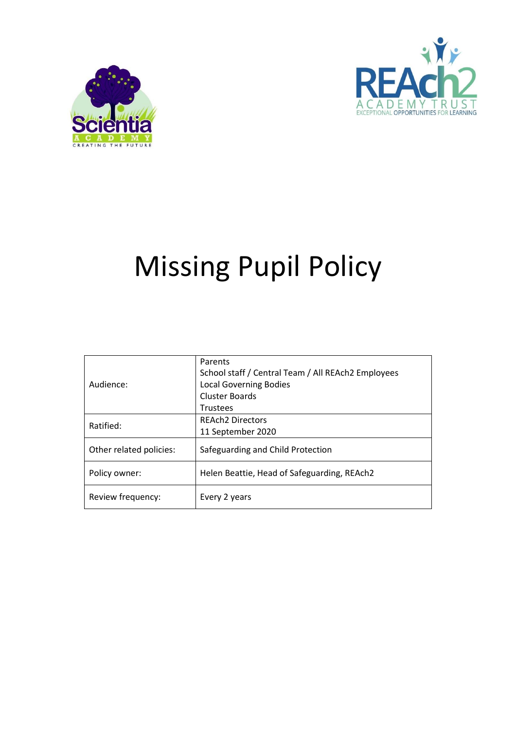# Missing Pupil Policy

| | |
|---|---|
| Audience: | Parents<br>School staff / Central Team / All REAch2 Employees<br>Local Governing Bodies<br>Cluster Boards<br>Trustees |
| Ratified: | REAch2 Directors<br>11 September 2020 |
| Other related policies: | Safeguarding and Child Protection |
| Policy owner: | Helen Beattie, Head of Safeguarding, REAch2 |
| Review frequency: | Every 2 years |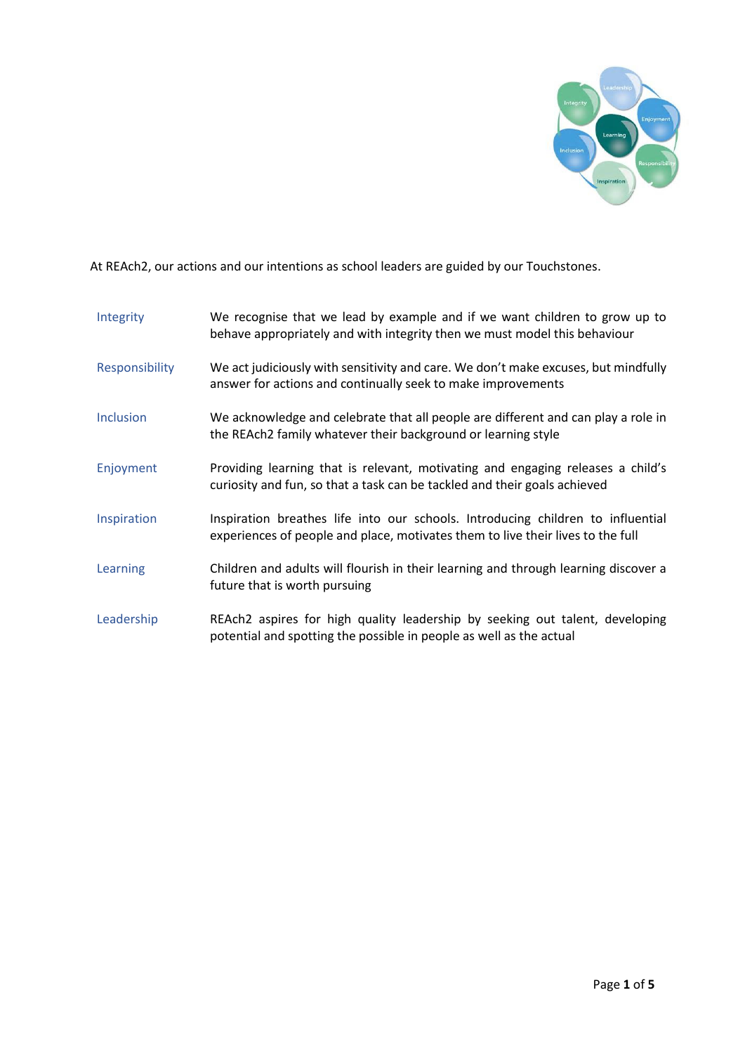At REAch2, our actions and our intentions as school leaders are guided by our Touchstones.

| | |
|---|---|
| Integrity | We recognise that we lead by example and if we want children to grow up to behave appropriately and with integrity then we must model this behaviour |
| Responsibility | We act judiciously with sensitivity and care. We don't make excuses, but mindfully answer for actions and continually seek to make improvements |
| Inclusion | We acknowledge and celebrate that all people are different and can play a role in the REAch2 family whatever their background or learning style |
| Enjoyment | Providing learning that is relevant, motivating and engaging releases a child's curiosity and fun, so that a task can be tackled and their goals achieved |
| Inspiration | Inspiration breathes life into our schools. Introducing children to influential experiences of people and place, motivates them to live their lives to the full |
| Learning | Children and adults will flourish in their learning and through learning discover a future that is worth pursuing |
| Leadership | REAch2 aspires for high quality leadership by seeking out talent, developing potential and spotting the possible in people as well as the actual |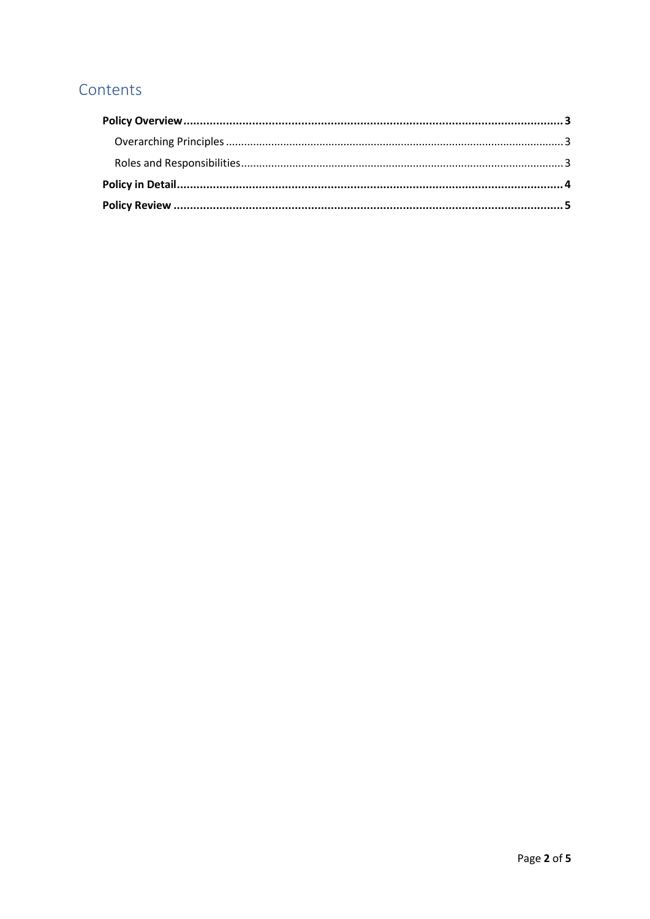## Contents

**Policy Overview** .................................................................................................................. **3**

Overarching Principles ............................................................................................................ 3

Roles and Responsibilities ....................................................................................................... 3

**Policy in Detail** ...................................................................................................................... **4**

**Policy Review** ........................................................................................................................ **5**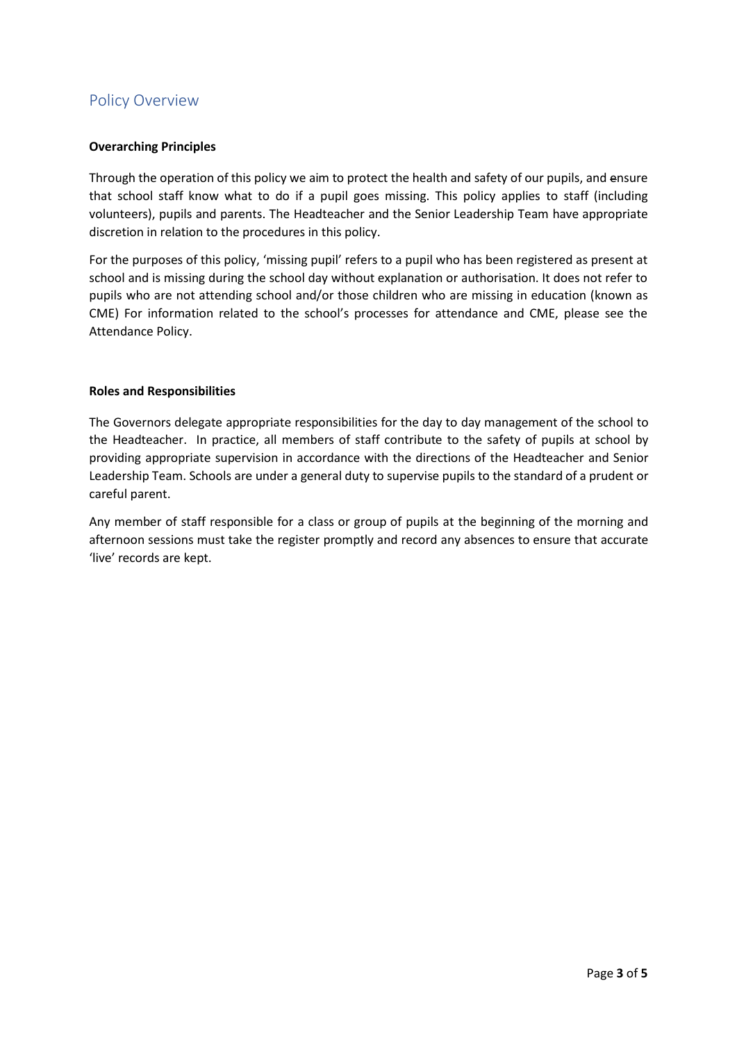## Policy Overview

**Overarching Principles**

Through the operation of this policy we aim to protect the health and safety of our pupils, and ensure that school staff know what to do if a pupil goes missing. This policy applies to staff (including volunteers), pupils and parents. The Headteacher and the Senior Leadership Team have appropriate discretion in relation to the procedures in this policy.

For the purposes of this policy, 'missing pupil' refers to a pupil who has been registered as present at school and is missing during the school day without explanation or authorisation. It does not refer to pupils who are not attending school and/or those children who are missing in education (known as CME) For information related to the school's processes for attendance and CME, please see the Attendance Policy.

**Roles and Responsibilities**

The Governors delegate appropriate responsibilities for the day to day management of the school to the Headteacher. In practice, all members of staff contribute to the safety of pupils at school by providing appropriate supervision in accordance with the directions of the Headteacher and Senior Leadership Team. Schools are under a general duty to supervise pupils to the standard of a prudent or careful parent.

Any member of staff responsible for a class or group of pupils at the beginning of the morning and afternoon sessions must take the register promptly and record any absences to ensure that accurate 'live' records are kept.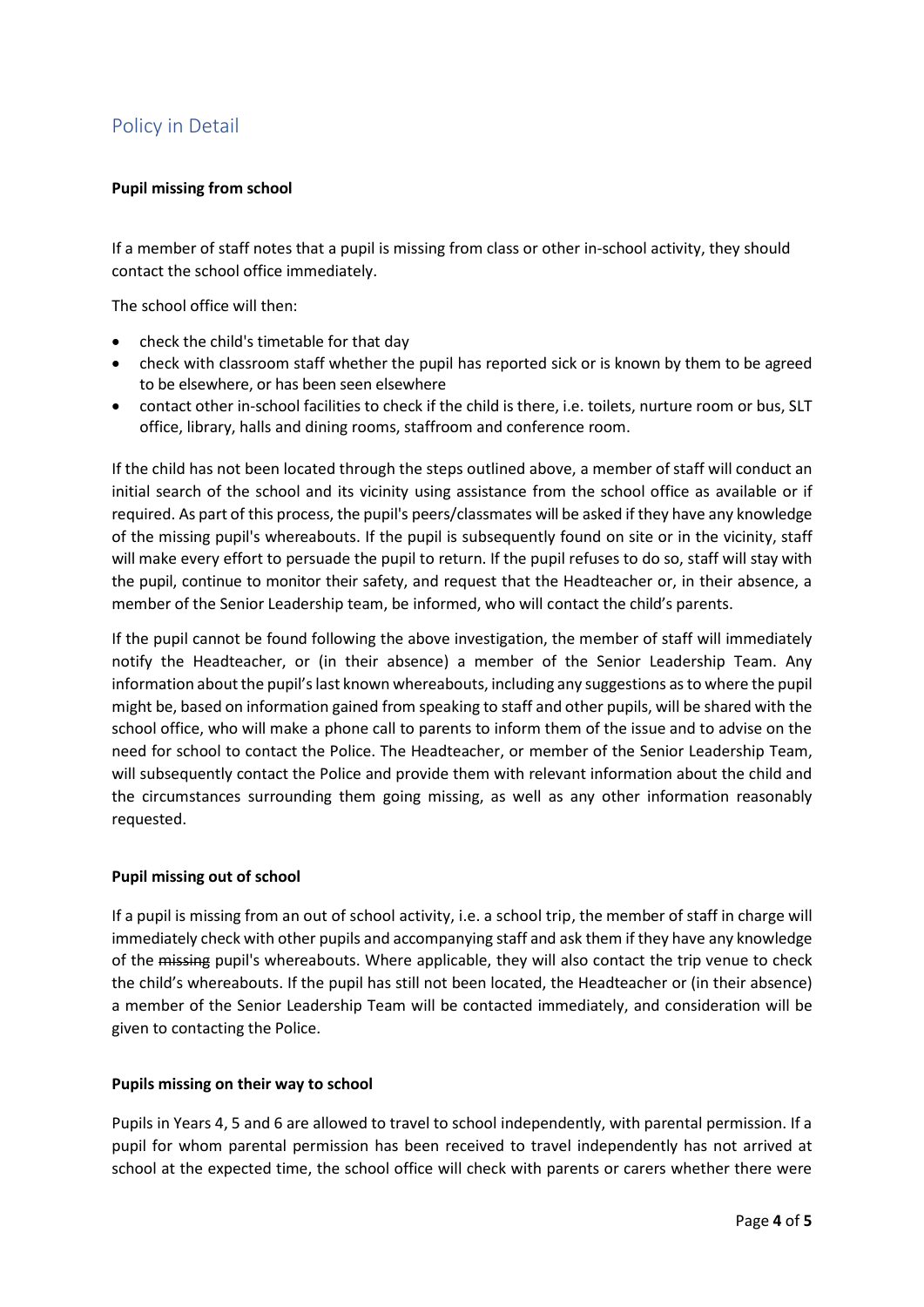## Policy in Detail

**Pupil missing from school**

If a member of staff notes that a pupil is missing from class or other in-school activity, they should contact the school office immediately.

The school office will then:

- check the child's timetable for that day
- check with classroom staff whether the pupil has reported sick or is known by them to be agreed to be elsewhere, or has been seen elsewhere
- contact other in-school facilities to check if the child is there, i.e. toilets, nurture room or bus, SLT office, library, halls and dining rooms, staffroom and conference room.

If the child has not been located through the steps outlined above, a member of staff will conduct an initial search of the school and its vicinity using assistance from the school office as available or if required. As part of this process, the pupil's peers/classmates will be asked if they have any knowledge of the missing pupil's whereabouts. If the pupil is subsequently found on site or in the vicinity, staff will make every effort to persuade the pupil to return. If the pupil refuses to do so, staff will stay with the pupil, continue to monitor their safety, and request that the Headteacher or, in their absence, a member of the Senior Leadership team, be informed, who will contact the child's parents.

If the pupil cannot be found following the above investigation, the member of staff will immediately notify the Headteacher, or (in their absence) a member of the Senior Leadership Team. Any information about the pupil's last known whereabouts, including any suggestions as to where the pupil might be, based on information gained from speaking to staff and other pupils, will be shared with the school office, who will make a phone call to parents to inform them of the issue and to advise on the need for school to contact the Police. The Headteacher, or member of the Senior Leadership Team, will subsequently contact the Police and provide them with relevant information about the child and the circumstances surrounding them going missing, as well as any other information reasonably requested.

**Pupil missing out of school**

If a pupil is missing from an out of school activity, i.e. a school trip, the member of staff in charge will immediately check with other pupils and accompanying staff and ask them if they have any knowledge of the ~~missing~~ pupil's whereabouts. Where applicable, they will also contact the trip venue to check the child's whereabouts. If the pupil has still not been located, the Headteacher or (in their absence) a member of the Senior Leadership Team will be contacted immediately, and consideration will be given to contacting the Police.

**Pupils missing on their way to school**

Pupils in Years 4, 5 and 6 are allowed to travel to school independently, with parental permission. If a pupil for whom parental permission has been received to travel independently has not arrived at school at the expected time, the school office will check with parents or carers whether there were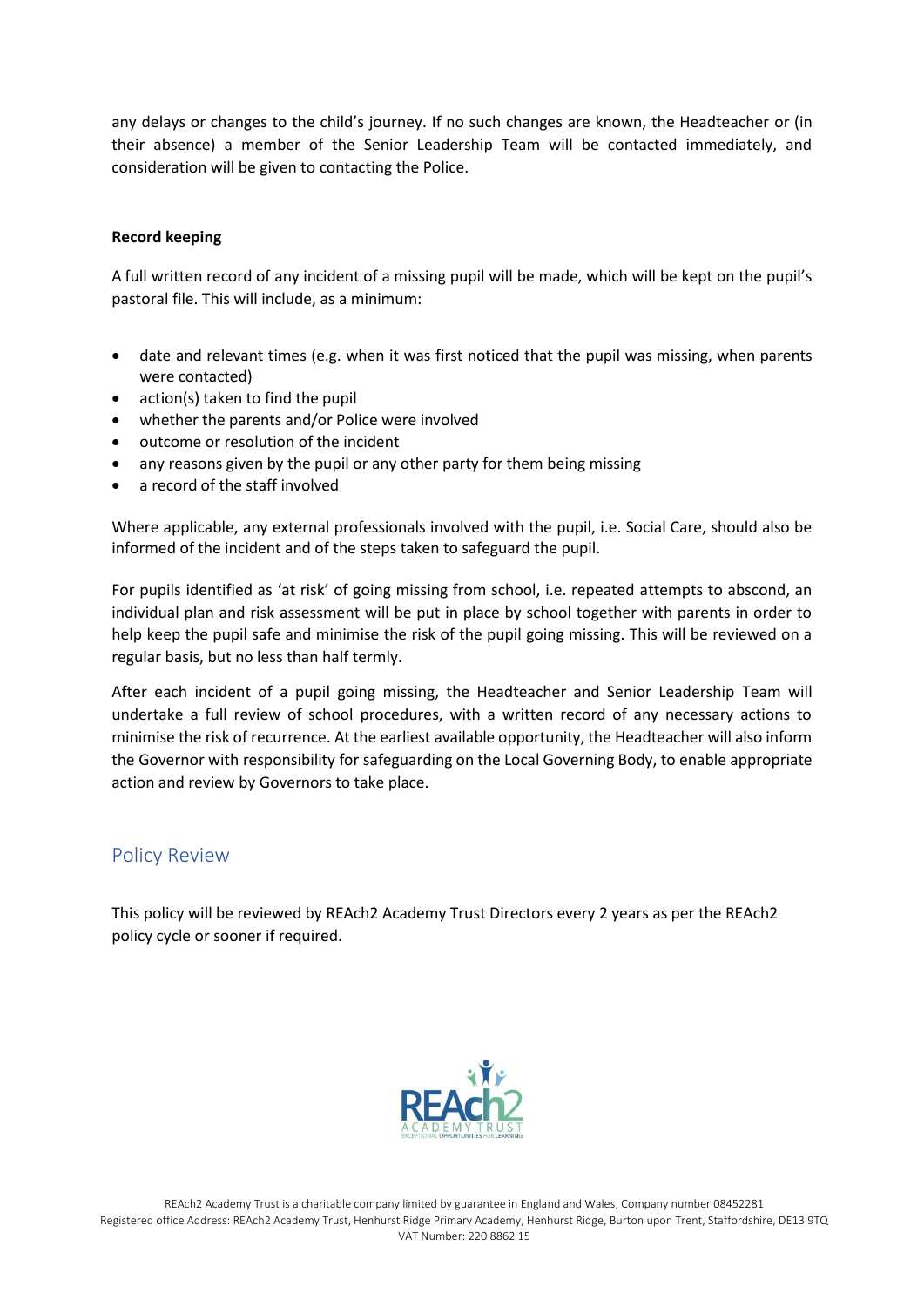any delays or changes to the child's journey. If no such changes are known, the Headteacher or (in their absence) a member of the Senior Leadership Team will be contacted immediately, and consideration will be given to contacting the Police.

**Record keeping**

A full written record of any incident of a missing pupil will be made, which will be kept on the pupil's pastoral file. This will include, as a minimum:

- date and relevant times (e.g. when it was first noticed that the pupil was missing, when parents were contacted)
- action(s) taken to find the pupil
- whether the parents and/or Police were involved
- outcome or resolution of the incident
- any reasons given by the pupil or any other party for them being missing
- a record of the staff involved

Where applicable, any external professionals involved with the pupil, i.e. Social Care, should also be informed of the incident and of the steps taken to safeguard the pupil.

For pupils identified as 'at risk' of going missing from school, i.e. repeated attempts to abscond, an individual plan and risk assessment will be put in place by school together with parents in order to help keep the pupil safe and minimise the risk of the pupil going missing. This will be reviewed on a regular basis, but no less than half termly.

After each incident of a pupil going missing, the Headteacher and Senior Leadership Team will undertake a full review of school procedures, with a written record of any necessary actions to minimise the risk of recurrence. At the earliest available opportunity, the Headteacher will also inform the Governor with responsibility for safeguarding on the Local Governing Body, to enable appropriate action and review by Governors to take place.

## Policy Review

This policy will be reviewed by REAch2 Academy Trust Directors every 2 years as per the REAch2 policy cycle or sooner if required.

REAch2 Academy Trust is a charitable company limited by guarantee in England and Wales, Company number 08452281
Registered office Address: REAch2 Academy Trust, Henhurst Ridge Primary Academy, Henhurst Ridge, Burton upon Trent, Staffordshire, DE13 9TQ
VAT Number: 220 8862 15